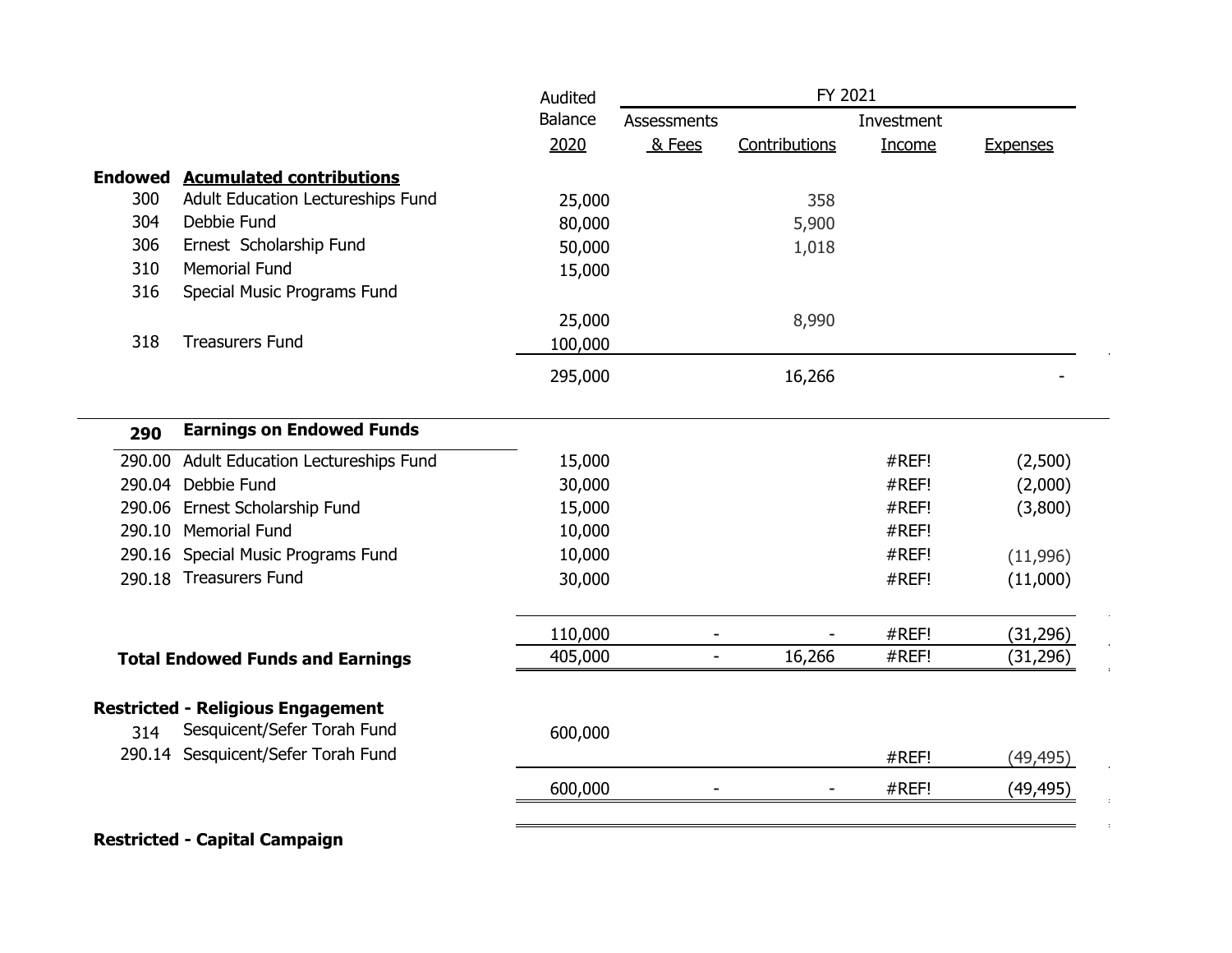| | | Audited Balance 2020 | FY 2021 Assessments & Fees | Contributions | Investment Income | Expenses |
|---|---|---|---|---|---|---|
| **Endowed** | **Acumulated contributions** | | | | | |
| 300 | Adult Education Lectureships Fund | 25,000 | | 358 | | |
| 304 | Debbie Fund | 80,000 | | 5,900 | | |
| 306 | Ernest Scholarship Fund | 50,000 | | 1,018 | | |
| 310 | Memorial Fund | 15,000 | | | | |
| 316 | Special Music Programs Fund | 25,000 | | 8,990 | | |
| 318 | Treasurers Fund | 100,000 | | | | |
| | | 295,000 | | 16,266 | | - |
| **290** | **Earnings on Endowed Funds** | | | | | |
| 290.00 | Adult Education Lectureships Fund | 15,000 | | | #REF! | (2,500) |
| 290.04 | Debbie Fund | 30,000 | | | #REF! | (2,000) |
| 290.06 | Ernest Scholarship Fund | 15,000 | | | #REF! | (3,800) |
| 290.10 | Memorial Fund | 10,000 | | | #REF! | |
| 290.16 | Special Music Programs Fund | 10,000 | | | #REF! | (11,996) |
| 290.18 | Treasurers Fund | 30,000 | | | #REF! | (11,000) |
| | | 110,000 | - | - | #REF! | (31,296) |
| | **Total Endowed Funds and Earnings** | 405,000 | - | 16,266 | #REF! | (31,296) |
| **Restricted - Religious Engagement** | | | | | | |
| 314 | Sesquicent/Sefer Torah Fund | 600,000 | | | | |
| 290.14 | Sesquicent/Sefer Torah Fund | | | | #REF! | (49,495) |
| | | 600,000 | - | - | #REF! | (49,495) |
| **Restricted - Capital Campaign** | | | | | | |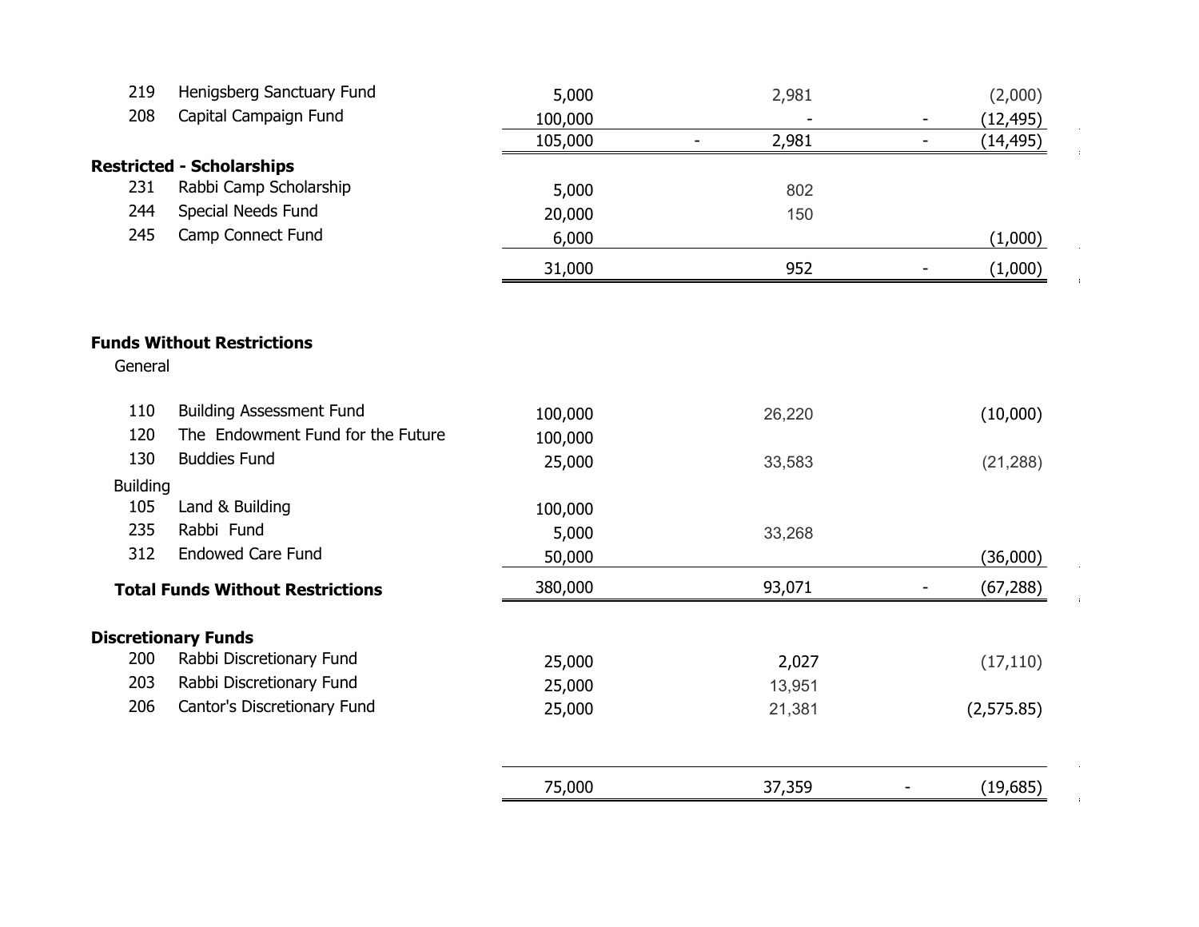| | | | | | |
|---|---|---|---|---|---|
| 219 | Henigsberg Sanctuary Fund | 5,000 | 2,981 | | (2,000) |
| 208 | Capital Campaign Fund | 100,000 | - | - | (12,495) |
| | | 105,000 | - 2,981 | - | (14,495) |
| **Restricted - Scholarships** | | | | | |
| 231 | Rabbi Camp Scholarship | 5,000 | 802 | | |
| 244 | Special Needs Fund | 20,000 | 150 | | |
| 245 | Camp Connect Fund | 6,000 | | | (1,000) |
| | | 31,000 | 952 | - | (1,000) |
| **Funds Without Restrictions** | | | | | |
| General | | | | | |
| 110 | Building Assessment Fund | 100,000 | 26,220 | | (10,000) |
| 120 | The Endowment Fund for the Future | 100,000 | | | |
| 130 | Buddies Fund | 25,000 | 33,583 | | (21,288) |
| Building | | | | | |
| 105 | Land & Building | 100,000 | | | |
| 235 | Rabbi Fund | 5,000 | 33,268 | | |
| 312 | Endowed Care Fund | 50,000 | | | (36,000) |
| **Total Funds Without Restrictions** | | 380,000 | 93,071 | - | (67,288) |
| **Discretionary Funds** | | | | | |
| 200 | Rabbi Discretionary Fund | 25,000 | 2,027 | | (17,110) |
| 203 | Rabbi Discretionary Fund | 25,000 | 13,951 | | |
| 206 | Cantor's Discretionary Fund | 25,000 | 21,381 | | (2,575.85) |
| | | 75,000 | 37,359 | - | (19,685) |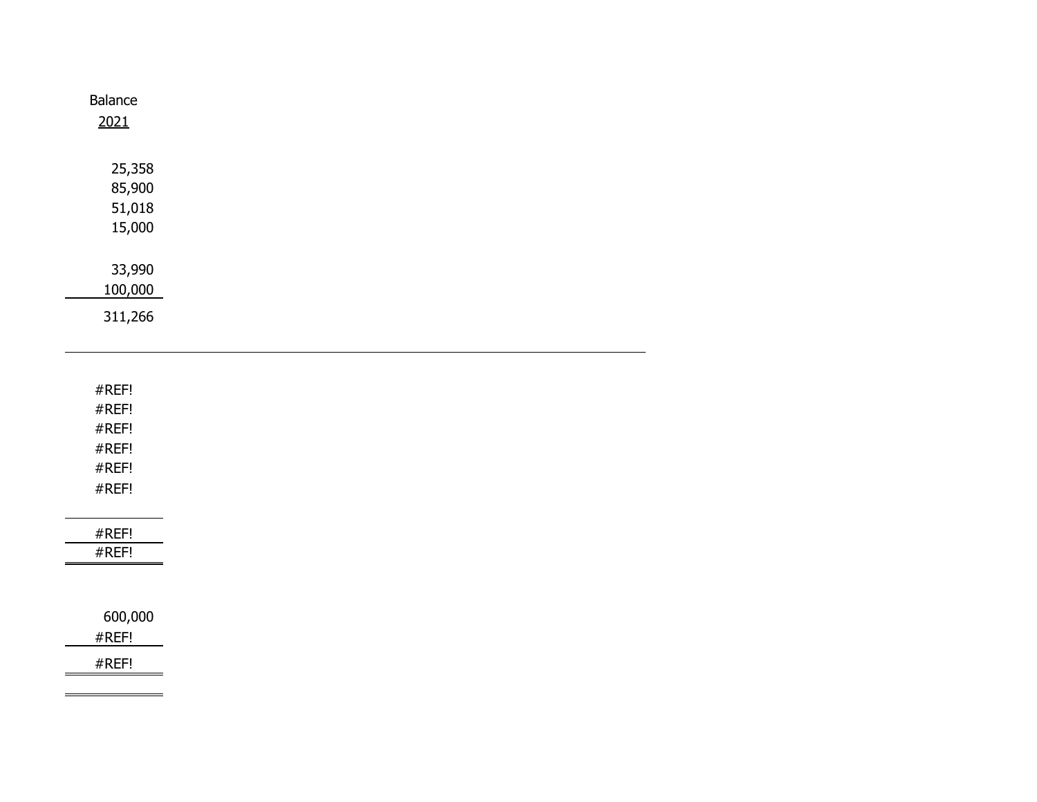| Balance |
| --- |
| 2021 |
| |
| 25,358 |
| 85,900 |
| 51,018 |
| 15,000 |
| |
| 33,990 |
| 100,000 |
| 311,266 |
| |
| #REF! |
| #REF! |
| #REF! |
| #REF! |
| #REF! |
| #REF! |
| |
| #REF! |
| #REF! |
| |
| 600,000 |
| #REF! |
| #REF! |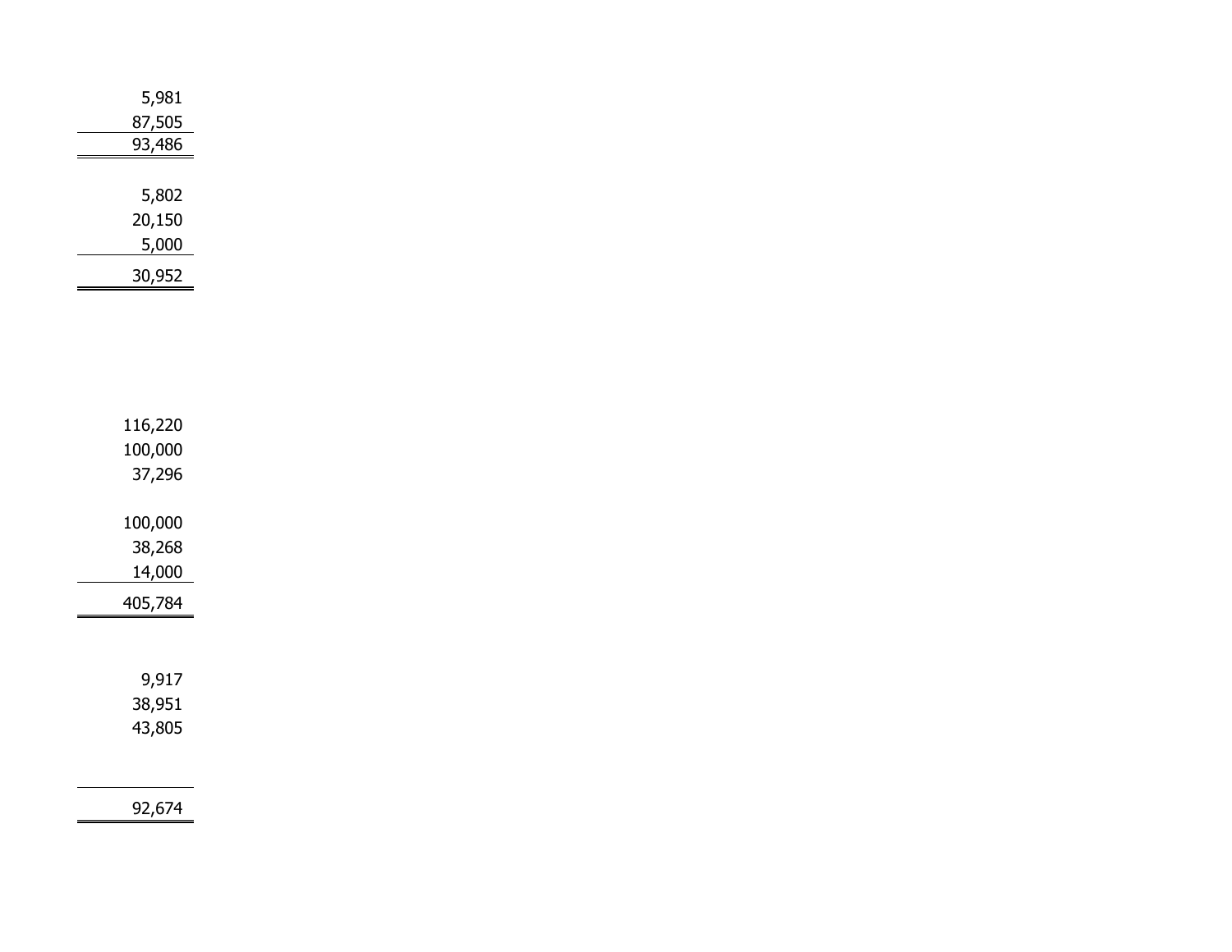| |
|---|
| 5,981 |
| 87,505 |
| 93,486 |
| |
| 5,802 |
| 20,150 |
| 5,000 |
| 30,952 |
| |
| 116,220 |
| 100,000 |
| 37,296 |
| |
| 100,000 |
| 38,268 |
| 14,000 |
| 405,784 |
| |
| 9,917 |
| 38,951 |
| 43,805 |
| |
| 92,674 |